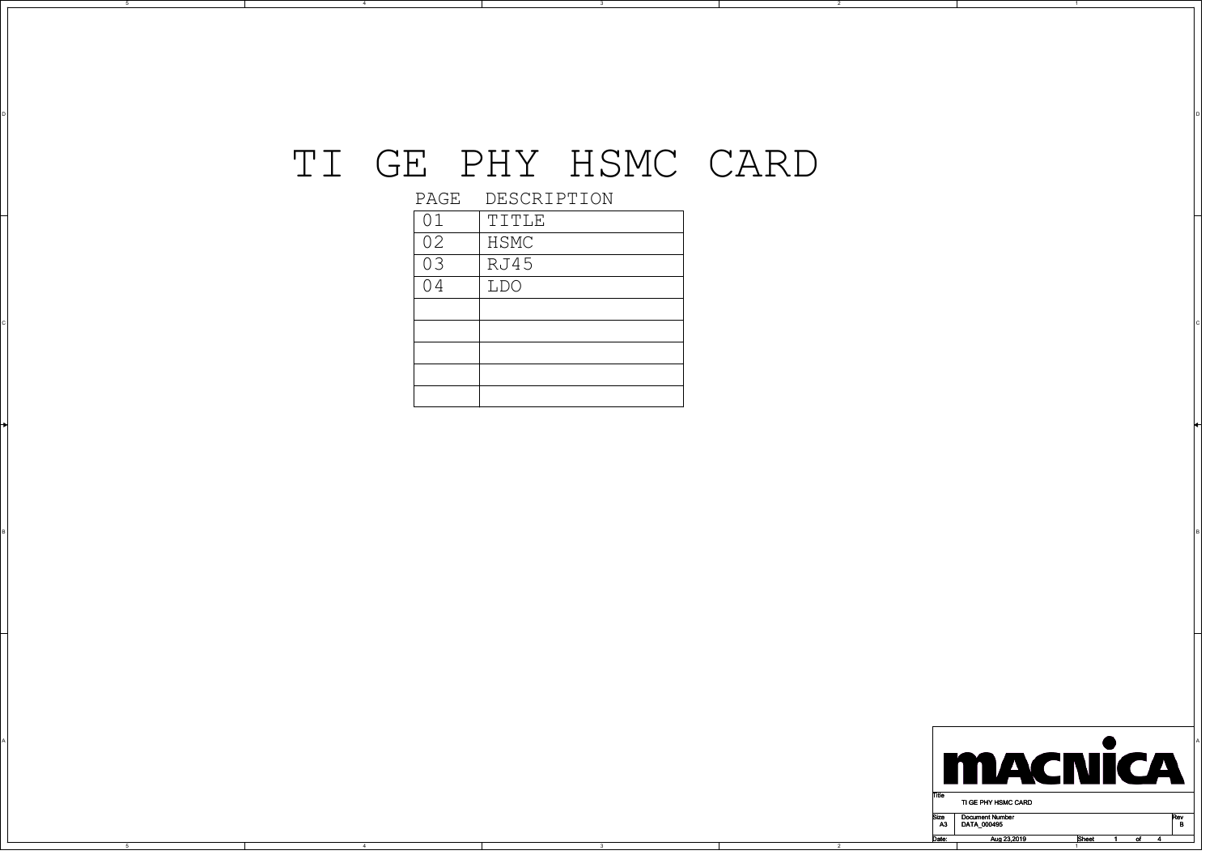# TI GE PHY HSMC CARD

| PAGE | DESCRIPTION |
|---|---|
| 01 | TITLE |
| 02 | HSMC |
| 03 | RJ45 |
| 04 | LDO |
| | |
| | |
| | |
| | |
| | |

MACNICA

| Title | TI GE PHY HSMC CARD | |
|---|---|---|
| Size A3 | Document Number DATA_000495 | Rev B |
| Date: | Aug 23,2019 | Sheet 1 of 4 |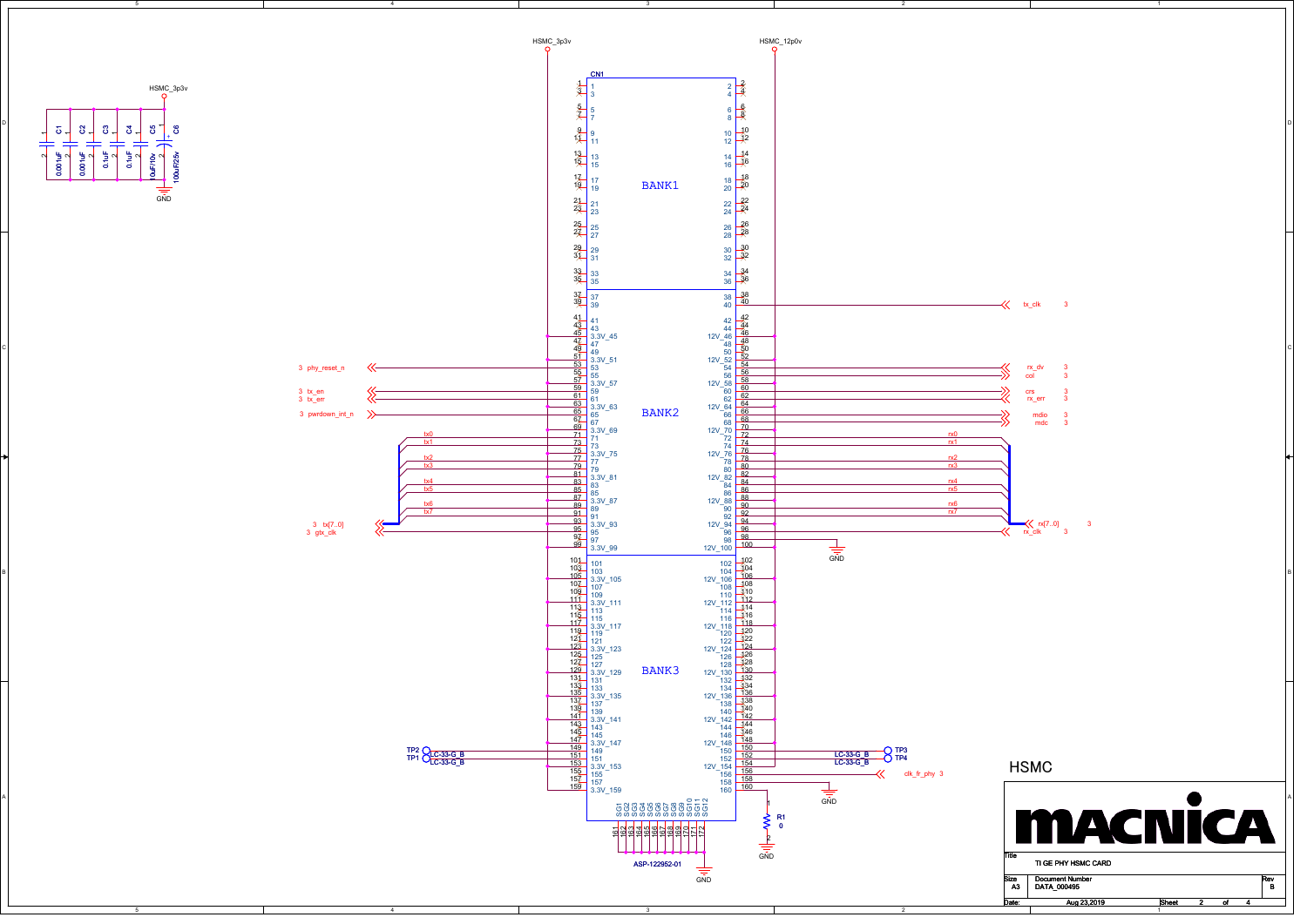# HSMC

**TI GE PHY HSMC CARD**

| Size | Document Number | Rev |
|---|---|---|
| A3 | DATA_000495 | B |

Date: Aug 23,2019

## Power Decoupling (HSMC_3p3v)

| Ref | Value |
|---|---|
| C1 | 0.001uF |
| C2 | 0.001uF |
| C3 | 0.1uF |
| C4 | 0.1uF |
| C5 | 10uF/10v |
| C6 | 100uF/25v |

## Connector CN1 (ASP-122952-01)

Power: HSMC_3p3v (pins 45, 51, 57, 63, 69, 75, 81, 87, 93, 99, 105, 111, 117, 123, 129, 135, 141, 147, 153, 159 — 3.3V), HSMC_12p0v (pins 46, 52, 58, 64, 70, 76, 82, 88, 94, 100, 106, 112, 118, 124, 130, 136, 142, 148, 154 — 12V). SG1–SG12 (pins 161–172) to GND.

### BANK1
Pins 1–36

### BANK2

| Signal | Pin | Pin | Signal |
|---|---|---|---|
| | | 40 | tx_clk |
| phy_reset_n | 53 | 54 | rx_dv |
| | | 56 | col |
| tx_en | 59 | 60 | crs |
| tx_err | 61 | 62 | rx_err |
| pwrdown_int_n | 65 | 66 | mdio |
| | | 68 | mdc |
| tx0 | 71 | 72 | rx0 |
| tx1 | 73 | 74 | rx1 |
| tx2 | 77 | 78 | rx2 |
| tx3 | 79 | 80 | rx3 |
| tx4 | 83 | 84 | rx4 |
| tx5 | 85 | 86 | rx5 |
| tx6 | 89 | 90 | rx6 |
| tx7 | 91 | 92 | rx7 |
| gtx_clk | 95 | 96 | rx_clk |
| | | 98 | GND |

Buses: tx[7..0], rx[7..0]

### BANK3

| Signal | Pin | Pin | Signal |
|---|---|---|---|
| TP2 (LC-33-G_B) | 149 | 150 | TP3 (LC-33-G_B) |
| TP1 (LC-33-G_B) | 151 | 152 | TP4 (LC-33-G_B) |
| | | 156 | clk_fr_phy |
| | | 158 | GND |
| | | 160 | R1 (0) to GND |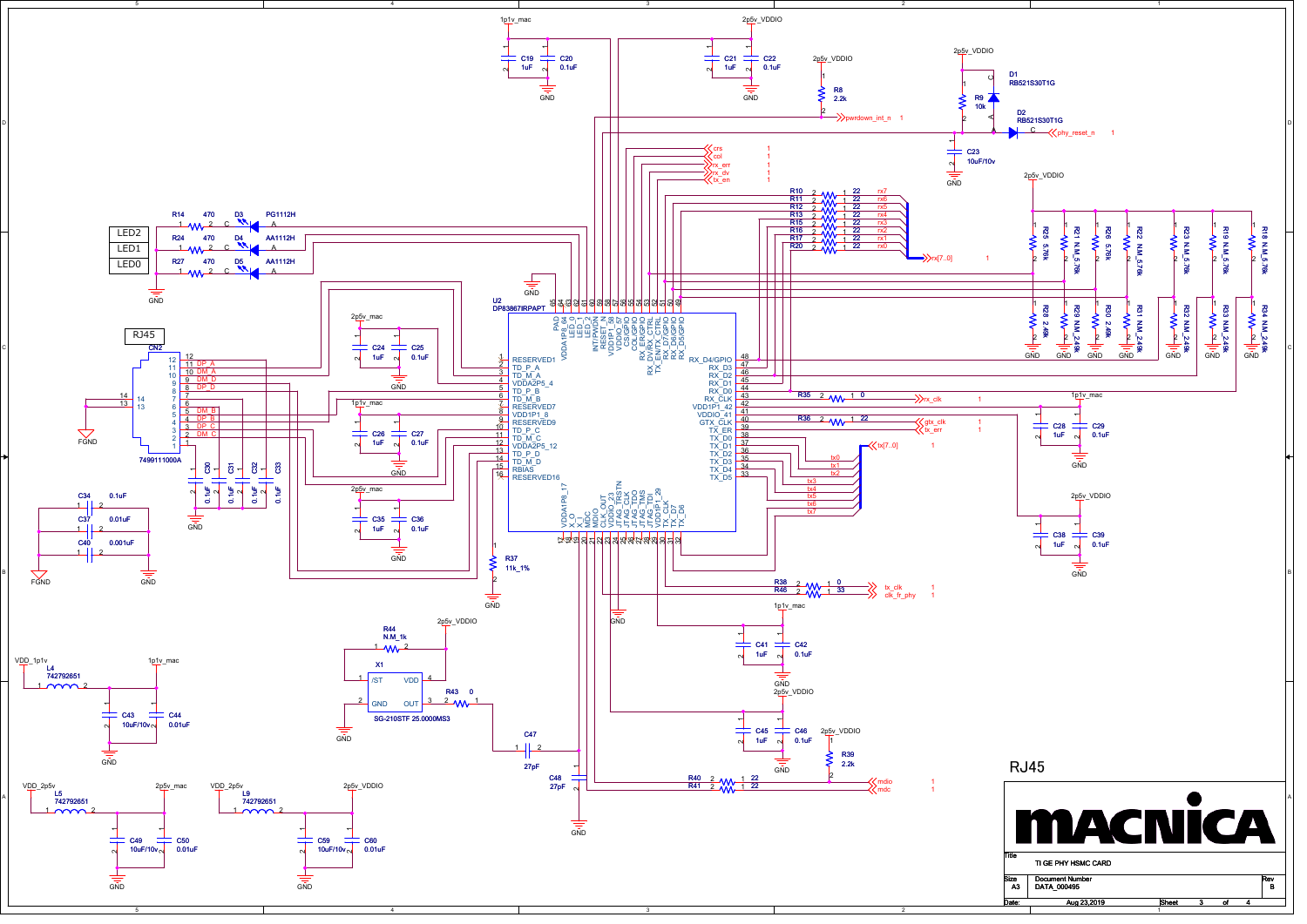# RJ45

**MACNICA**

| | |
|---|---|
| Title | TI GE PHY HSMC CARD |
| Size | A3 |
| Document Number | DATA_000495 |
| Rev | B |
| Date | Aug 23,2019 |
| Sheet | 3 of 4 |

U2 DP83867IRPAPT

CN2 7499111000A (RJ45)

X1 SG-210STF 25.0000MS3

D1 RB521S30T1G

D2 RB521S30T1G

D3 PG1112H

D4 AA1112H

D5 AA1112H

L4 742792651

L5 742792651

L9 742792651

LED2, LED1, LED0

Nets: 1p1v_mac, 2p5v_VDDIO, 2p5v_mac, VDD_1p1v, VDD_2p5v, GND, FGND, pwrdown_int_n, phy_reset_n, crs, col, rx_err, rx_dv, rx_en, rx[7..0], rx_clk, gtx_clk, tx_err, tx[7..0], tx_clk, clk_fr_phy, mdio, mdc

| Ref | Value |
|---|---|
| R8 | 2.2k |
| R9 | 10k |
| R10–R17, R20 | 22 |
| R14, R24, R27 | 470 |
| R18, R19, R21, R22, R23 | N.M_5.76k |
| R25, R26 | 5.76k |
| R28, R30 | 2.49k |
| R29, R31, R32, R33, R34 | N.M_2.49k |
| R35 | 0 |
| R36 | 22 |
| R37 | 11k_1% |
| R38 | 0 |
| R46 | 33 |
| R39 | 2.2k |
| R40, R41 | 22 |
| R43 | 0 |
| R44 | N.M_1k |
| C19, C21, C24, C26, C28, C35, C38, C41, C45 | 1uF |
| C20, C22, C25, C27, C29, C36, C39, C42, C46 | 0.1uF |
| C23 | 10uF/10v |
| C30, C31, C32, C33 | 0.1uF |
| C34 | 0.1uF |
| C37 | 0.01uF |
| C40 | 0.001uF |
| C43, C49, C59 | 10uF/10v |
| C44, C50, C60 | 0.01uF |
| C47, C48 | 27pF |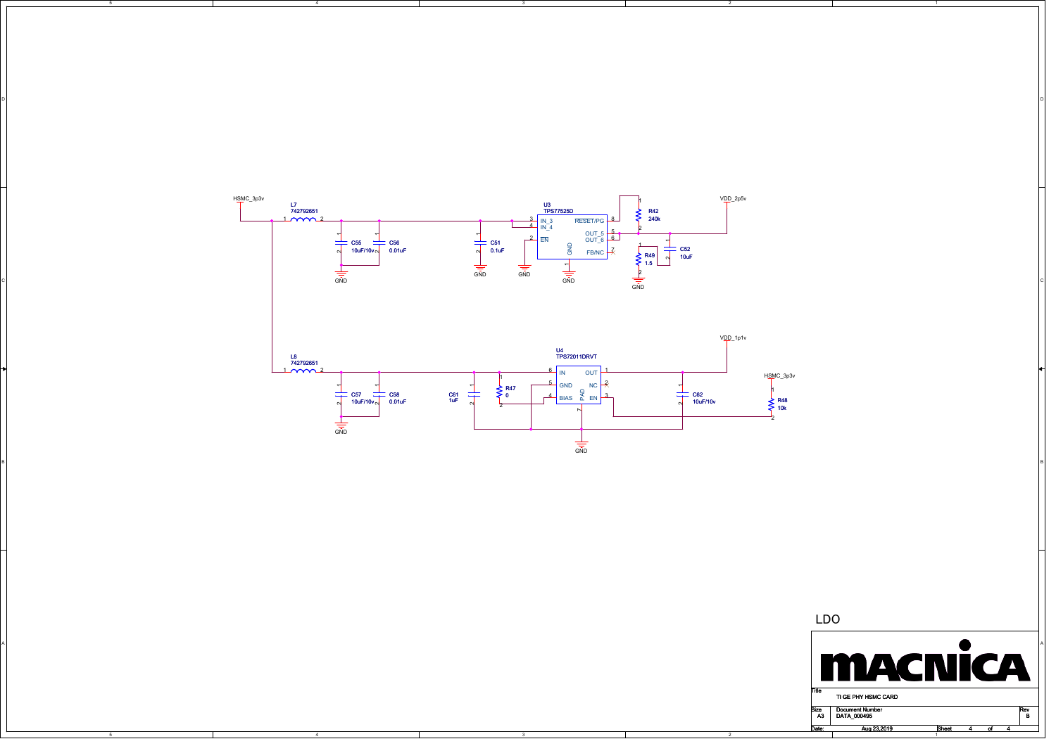HSMC_3p3v

L7
742792651

C55
10uF/10v

C56
0.01uF

C51
0.1uF

U3
TPS77525D

IN_3
IN_4
EN
GND
RESET/PG
OUT_5
OUT_6
FB/NC

R42
240k

R49
1.5

C52
10uF

VDD_2p5v

GND

L8
742792651

C57
10uF/10v

C58
0.01uF

C61
1uF

R47
0

U4
TPS72011DRVT

IN
GND
BIAS
PAD
OUT
NC
EN

C62
10uF/10v

VDD_1p1v

HSMC_3p3v

R48
10k

GND

LDO

MACNICA

Title: TI GE PHY HSMC CARD

Size: A3

Document Number: DATA_000495

Rev: B

Date: Aug 23,2019

Sheet 4 of 4